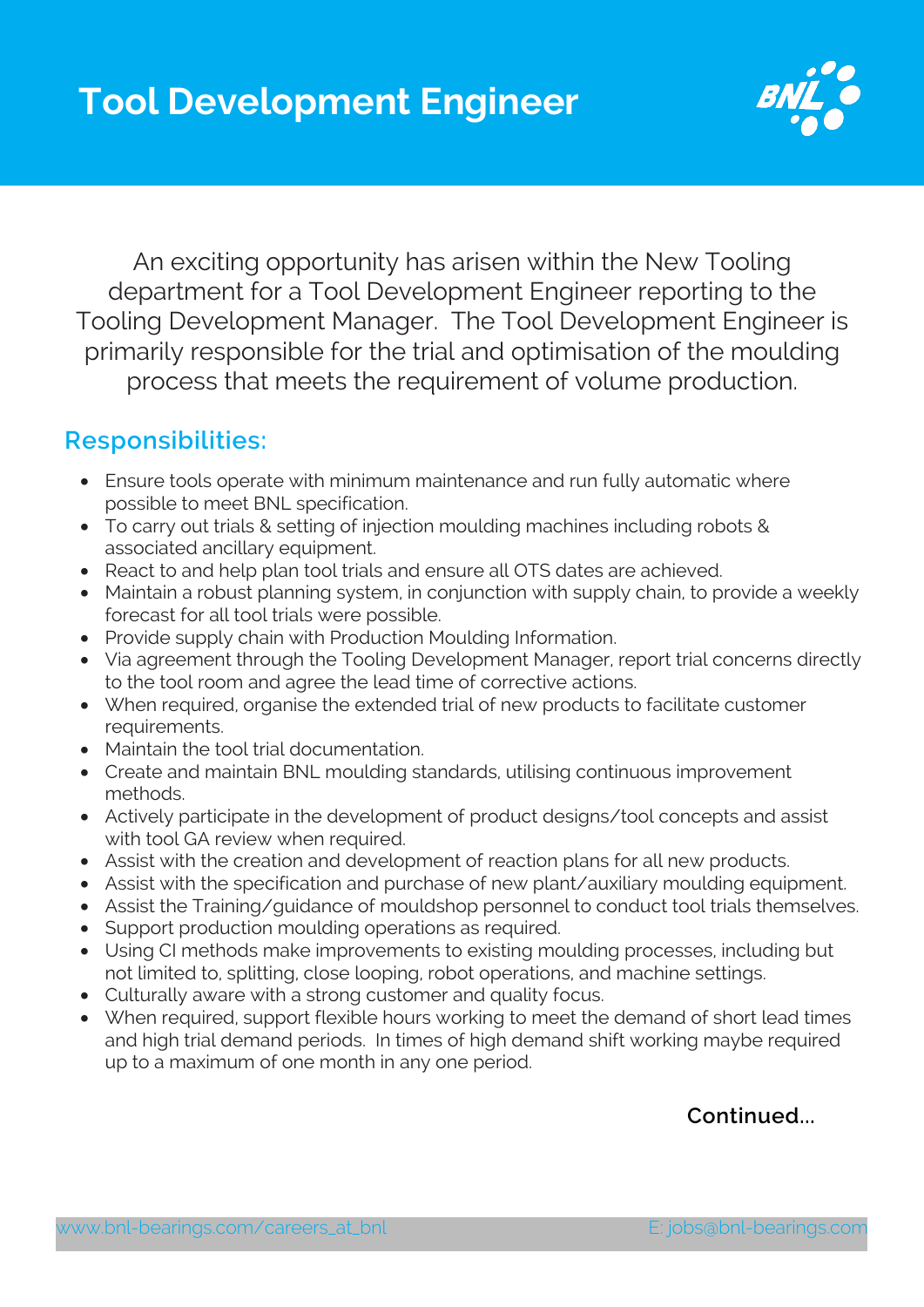# Tool Development Engineer

An exciting opportunity has arisen within the New Tooling department for a Tool Development Engineer reporting to the Tooling Development Manager. The Tool Development Engineer is primarily responsible for the trial and optimisation of the moulding process that meets the requirement of volume production.

## Responsibilities:

- Ensure tools operate with minimum maintenance and run fully automatic where possible to meet BNL specification.
- To carry out trials & setting of injection moulding machines including robots & associated ancillary equipment.
- React to and help plan tool trials and ensure all OTS dates are achieved.
- Maintain a robust planning system, in conjunction with supply chain, to provide a weekly forecast for all tool trials were possible.
- Provide supply chain with Production Moulding Information.
- Via agreement through the Tooling Development Manager, report trial concerns directly to the tool room and agree the lead time of corrective actions.
- When required, organise the extended trial of new products to facilitate customer requirements.
- Maintain the tool trial documentation.
- Create and maintain BNL moulding standards, utilising continuous improvement methods.
- Actively participate in the development of product designs/tool concepts and assist with tool GA review when required.
- Assist with the creation and development of reaction plans for all new products.
- Assist with the specification and purchase of new plant/auxiliary moulding equipment.
- Assist the Training/guidance of mouldshop personnel to conduct tool trials themselves.
- Support production moulding operations as required.
- Using CI methods make improvements to existing moulding processes, including but not limited to, splitting, close looping, robot operations, and machine settings.
- Culturally aware with a strong customer and quality focus.
- When required, support flexible hours working to meet the demand of short lead times and high trial demand periods. In times of high demand shift working maybe required up to a maximum of one month in any one period.

**Continued...**

www.bnl-bearings.com/careers_at_bnl E: jobs@bnl-bearings.com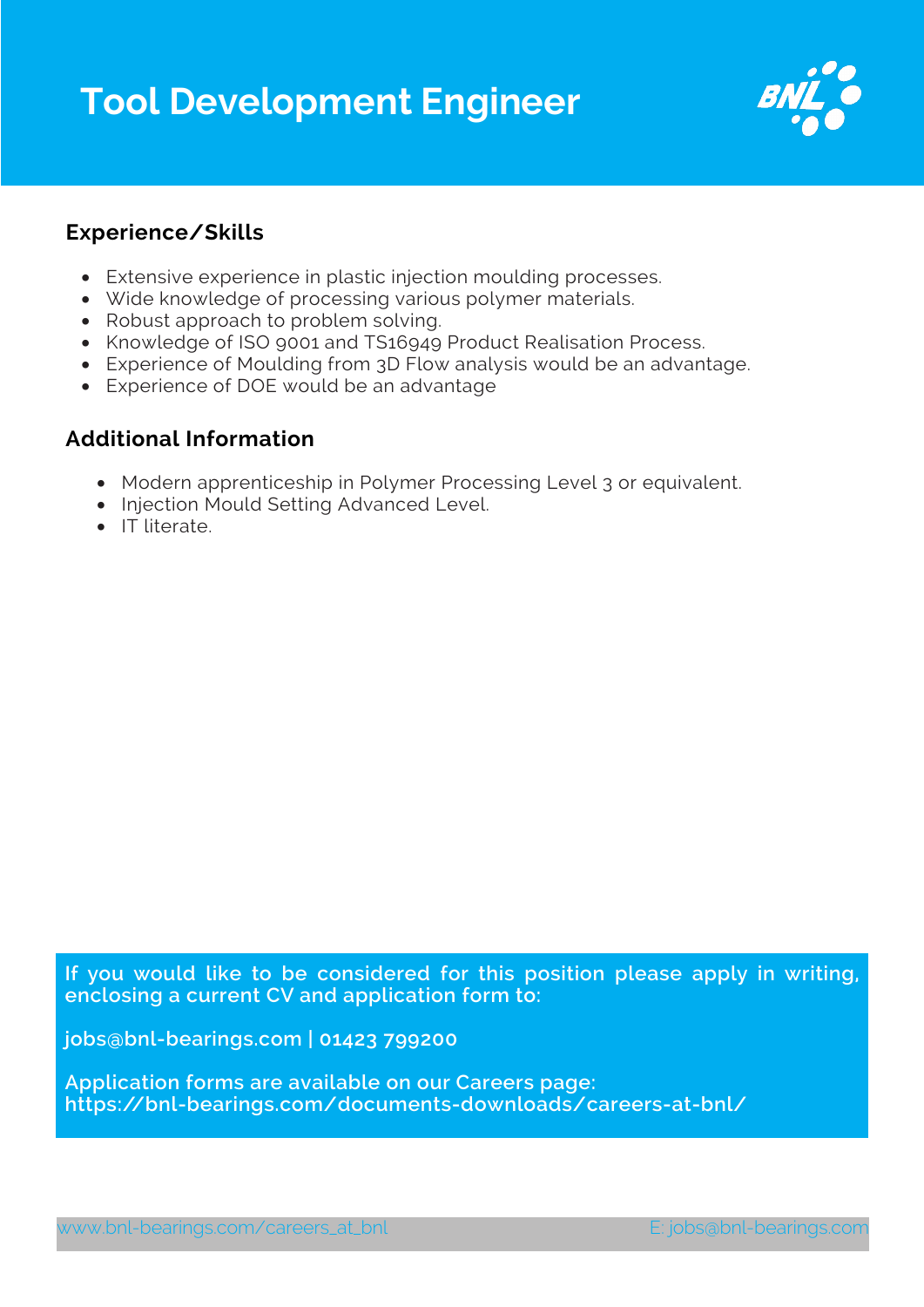# Tool Development Engineer

## Experience/Skills

- Extensive experience in plastic injection moulding processes.
- Wide knowledge of processing various polymer materials.
- Robust approach to problem solving.
- Knowledge of ISO 9001 and TS16949 Product Realisation Process.
- Experience of Moulding from 3D Flow analysis would be an advantage.
- Experience of DOE would be an advantage

## Additional Information

- Modern apprenticeship in Polymer Processing Level 3 or equivalent.
- Injection Mould Setting Advanced Level.
- IT literate.

**If you would like to be considered for this position please apply in writing, enclosing a current CV and application form to:**

**jobs@bnl-bearings.com | 01423 799200**

**Application forms are available on our Careers page:**
**https://bnl-bearings.com/documents-downloads/careers-at-bnl/**

www.bnl-bearings.com/careers_at_bnl E: jobs@bnl-bearings.com